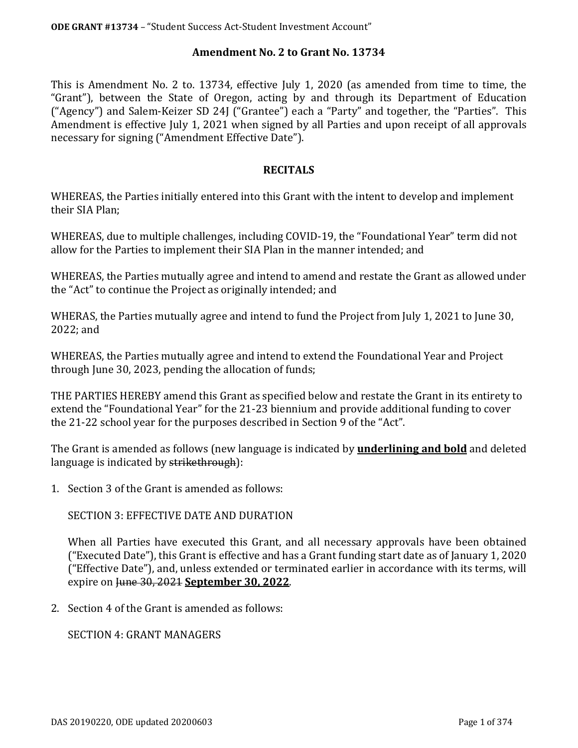## Amendment No. 2 to Grant No. 13734

This is Amendment No. 2 to. 13734, effective July 1, 2020 (as amended from time to time, the "Grant"), between the State of Oregon, acting by and through its Department of Education ("Agency") and Salem-Keizer SD 24J ("Grantee") each a "Party" and together, the "Parties". This Amendment is effective July 1, 2021 when signed by all Parties and upon receipt of all approvals necessary for signing ("Amendment Effective Date").

### RECITALS

WHEREAS, the Parties initially entered into this Grant with the intent to develop and implement their SIA Plan;

WHEREAS, due to multiple challenges, including COVID-19, the "Foundational Year" term did not allow for the Parties to implement their SIA Plan in the manner intended; and

WHEREAS, the Parties mutually agree and intend to amend and restate the Grant as allowed under the "Act" to continue the Project as originally intended; and

WHERAS, the Parties mutually agree and intend to fund the Project from July 1, 2021 to June 30, 2022; and

WHEREAS, the Parties mutually agree and intend to extend the Foundational Year and Project through June 30, 2023, pending the allocation of funds;

THE PARTIES HEREBY amend this Grant as specified below and restate the Grant in its entirety to extend the "Foundational Year" for the 21-23 biennium and provide additional funding to cover the 21-22 school year for the purposes described in Section 9 of the "Act".

The Grant is amended as follows (new language is indicated by **<u>underlining and bold</u>** and deleted language is indicated by ~~strikethrough~~):

1. Section 3 of the Grant is amended as follows:

   SECTION 3: EFFECTIVE DATE AND DURATION

   When all Parties have executed this Grant, and all necessary approvals have been obtained ("Executed Date"), this Grant is effective and has a Grant funding start date as of January 1, 2020 ("Effective Date"), and, unless extended or terminated earlier in accordance with its terms, will expire on ~~June 30, 2021~~ **<u>September 30, 2022</u>**.

2. Section 4 of the Grant is amended as follows:

   SECTION 4: GRANT MANAGERS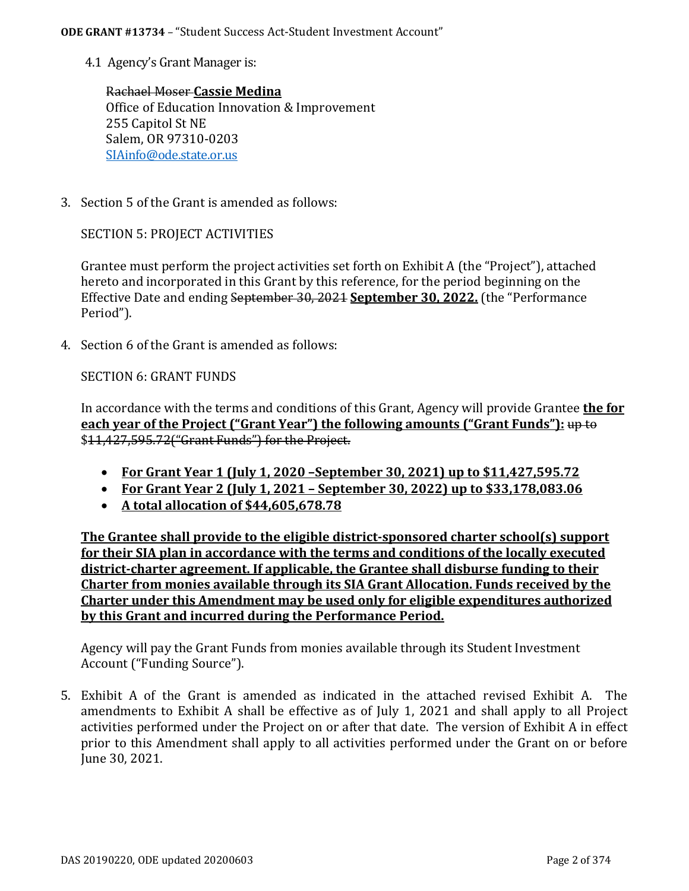4.1 Agency's Grant Manager is:

~~Rachael Moser~~ **Cassie Medina**
Office of Education Innovation & Improvement
255 Capitol St NE
Salem, OR 97310-0203
SIAinfo@ode.state.or.us

3. Section 5 of the Grant is amended as follows:

SECTION 5: PROJECT ACTIVITIES

Grantee must perform the project activities set forth on Exhibit A (the "Project"), attached hereto and incorporated in this Grant by this reference, for the period beginning on the Effective Date and ending ~~September 30, 2021~~ **September 30, 2022.** (the "Performance Period").

4. Section 6 of the Grant is amended as follows:

SECTION 6: GRANT FUNDS

In accordance with the terms and conditions of this Grant, Agency will provide Grantee **the for each year of the Project ("Grant Year") the following amounts ("Grant Funds"):** ~~up to~~ $~~11,427,595.72("Grant Funds") for the Project.~~

- **For Grant Year 1 (July 1, 2020 –September 30, 2021) up to $11,427,595.72**
- **For Grant Year 2 (July 1, 2021 – September 30, 2022) up to $33,178,083.06**
- **A total allocation of $44,605,678.78**

**The Grantee shall provide to the eligible district-sponsored charter school(s) support for their SIA plan in accordance with the terms and conditions of the locally executed district-charter agreement. If applicable, the Grantee shall disburse funding to their Charter from monies available through its SIA Grant Allocation. Funds received by the Charter under this Amendment may be used only for eligible expenditures authorized by this Grant and incurred during the Performance Period.**

Agency will pay the Grant Funds from monies available through its Student Investment Account ("Funding Source").

5. Exhibit A of the Grant is amended as indicated in the attached revised Exhibit A. The amendments to Exhibit A shall be effective as of July 1, 2021 and shall apply to all Project activities performed under the Project on or after that date. The version of Exhibit A in effect prior to this Amendment shall apply to all activities performed under the Grant on or before June 30, 2021.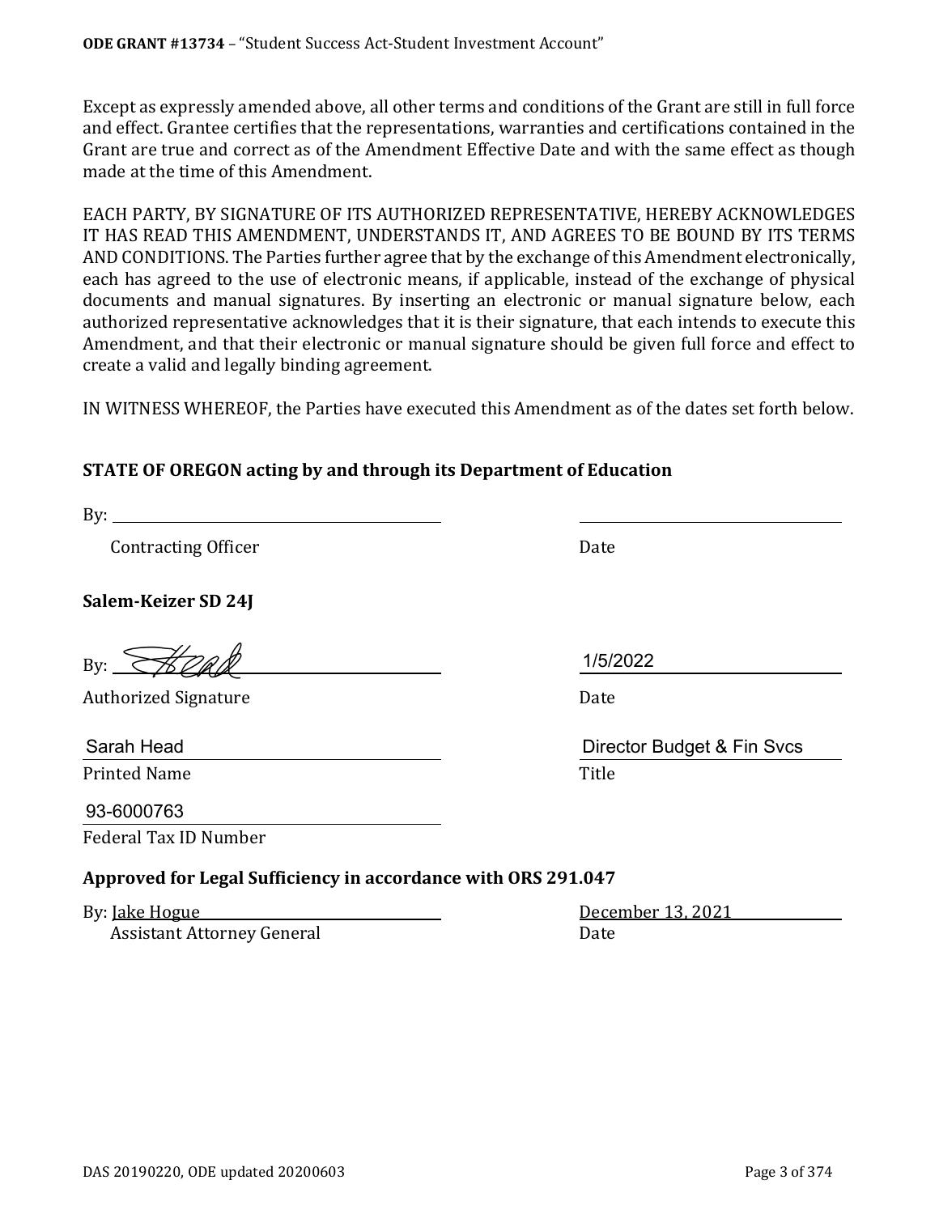Except as expressly amended above, all other terms and conditions of the Grant are still in full force and effect. Grantee certifies that the representations, warranties and certifications contained in the Grant are true and correct as of the Amendment Effective Date and with the same effect as though made at the time of this Amendment.

EACH PARTY, BY SIGNATURE OF ITS AUTHORIZED REPRESENTATIVE, HEREBY ACKNOWLEDGES IT HAS READ THIS AMENDMENT, UNDERSTANDS IT, AND AGREES TO BE BOUND BY ITS TERMS AND CONDITIONS. The Parties further agree that by the exchange of this Amendment electronically, each has agreed to the use of electronic means, if applicable, instead of the exchange of physical documents and manual signatures. By inserting an electronic or manual signature below, each authorized representative acknowledges that it is their signature, that each intends to execute this Amendment, and that their electronic or manual signature should be given full force and effect to create a valid and legally binding agreement.

IN WITNESS WHEREOF, the Parties have executed this Amendment as of the dates set forth below.

**STATE OF OREGON acting by and through its Department of Education**

By: ______________________________ ______________________________

Contracting Officer Date

**Salem-Keizer SD 24J**

By: [signature] 1/5/2022

Authorized Signature Date

Sarah Head Director Budget & Fin Svcs

Printed Name Title

93-6000763

Federal Tax ID Number

**Approved for Legal Sufficiency in accordance with ORS 291.047**

By: Jake Hogue December 13, 2021

Assistant Attorney General Date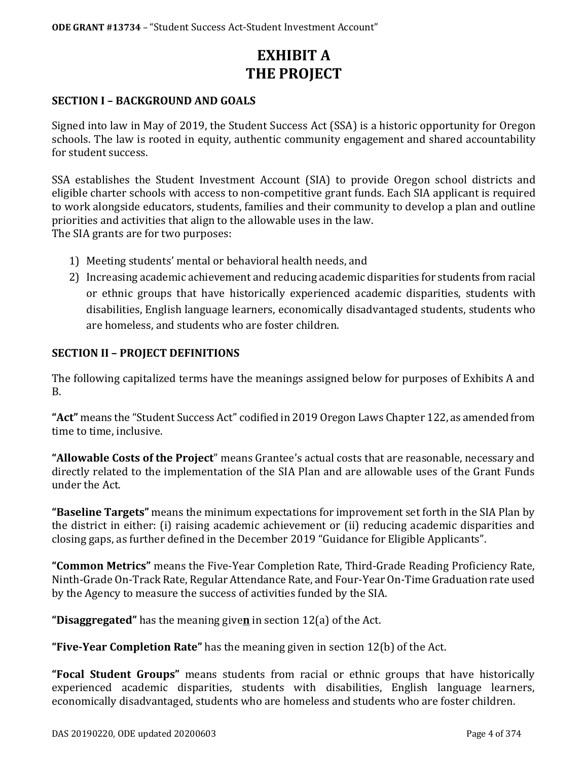# EXHIBIT A
# THE PROJECT

## SECTION I – BACKGROUND AND GOALS

Signed into law in May of 2019, the Student Success Act (SSA) is a historic opportunity for Oregon schools. The law is rooted in equity, authentic community engagement and shared accountability for student success.

SSA establishes the Student Investment Account (SIA) to provide Oregon school districts and eligible charter schools with access to non-competitive grant funds. Each SIA applicant is required to work alongside educators, students, families and their community to develop a plan and outline priorities and activities that align to the allowable uses in the law.
The SIA grants are for two purposes:

1) Meeting students' mental or behavioral health needs, and
2) Increasing academic achievement and reducing academic disparities for students from racial or ethnic groups that have historically experienced academic disparities, students with disabilities, English language learners, economically disadvantaged students, students who are homeless, and students who are foster children.

## SECTION II – PROJECT DEFINITIONS

The following capitalized terms have the meanings assigned below for purposes of Exhibits A and B.

**"Act"** means the "Student Success Act" codified in 2019 Oregon Laws Chapter 122, as amended from time to time, inclusive.

**"Allowable Costs of the Project"** means Grantee's actual costs that are reasonable, necessary and directly related to the implementation of the SIA Plan and are allowable uses of the Grant Funds under the Act.

**"Baseline Targets"** means the minimum expectations for improvement set forth in the SIA Plan by the district in either: (i) raising academic achievement or (ii) reducing academic disparities and closing gaps, as further defined in the December 2019 "Guidance for Eligible Applicants".

**"Common Metrics"** means the Five-Year Completion Rate, Third-Grade Reading Proficiency Rate, Ninth-Grade On-Track Rate, Regular Attendance Rate, and Four-Year On-Time Graduation rate used by the Agency to measure the success of activities funded by the SIA.

**"Disaggregated"** has the meaning give**n** in section 12(a) of the Act.

**"Five-Year Completion Rate"** has the meaning given in section 12(b) of the Act.

**"Focal Student Groups"** means students from racial or ethnic groups that have historically experienced academic disparities, students with disabilities, English language learners, economically disadvantaged, students who are homeless and students who are foster children.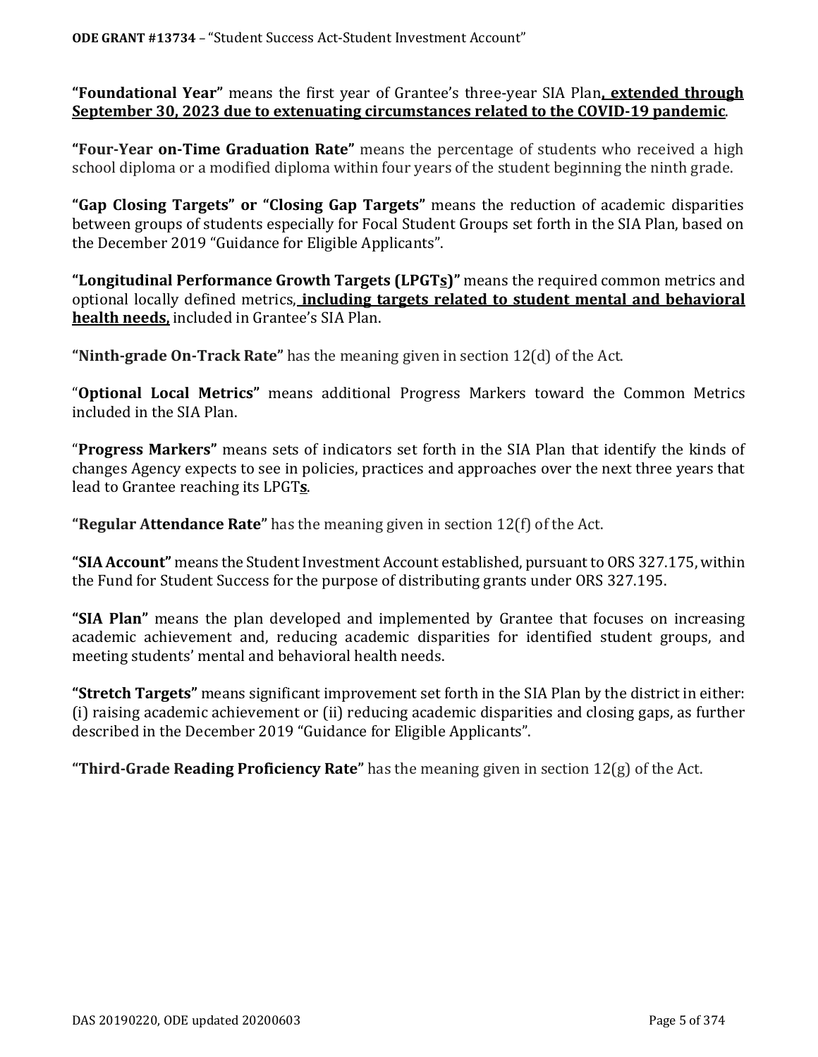**"Foundational Year"** means the first year of Grantee's three-year SIA Plan**, extended through September 30, 2023 due to extenuating circumstances related to the COVID-19 pandemic**.

**"Four-Year on-Time Graduation Rate"** means the percentage of students who received a high school diploma or a modified diploma within four years of the student beginning the ninth grade.

**"Gap Closing Targets" or "Closing Gap Targets"** means the reduction of academic disparities between groups of students especially for Focal Student Groups set forth in the SIA Plan, based on the December 2019 "Guidance for Eligible Applicants".

**"Longitudinal Performance Growth Targets (LPGTs)"** means the required common metrics and optional locally defined metrics, **including targets related to student mental and behavioral health needs,** included in Grantee's SIA Plan.

**"Ninth-grade On-Track Rate"** has the meaning given in section 12(d) of the Act.

"**Optional Local Metrics"** means additional Progress Markers toward the Common Metrics included in the SIA Plan.

"**Progress Markers"** means sets of indicators set forth in the SIA Plan that identify the kinds of changes Agency expects to see in policies, practices and approaches over the next three years that lead to Grantee reaching its LPGT**s**.

**"Regular Attendance Rate"** has the meaning given in section 12(f) of the Act.

**"SIA Account"** means the Student Investment Account established, pursuant to ORS 327.175, within the Fund for Student Success for the purpose of distributing grants under ORS 327.195.

**"SIA Plan"** means the plan developed and implemented by Grantee that focuses on increasing academic achievement and, reducing academic disparities for identified student groups, and meeting students' mental and behavioral health needs.

**"Stretch Targets"** means significant improvement set forth in the SIA Plan by the district in either: (i) raising academic achievement or (ii) reducing academic disparities and closing gaps, as further described in the December 2019 "Guidance for Eligible Applicants".

**"Third-Grade Reading Proficiency Rate"** has the meaning given in section 12(g) of the Act.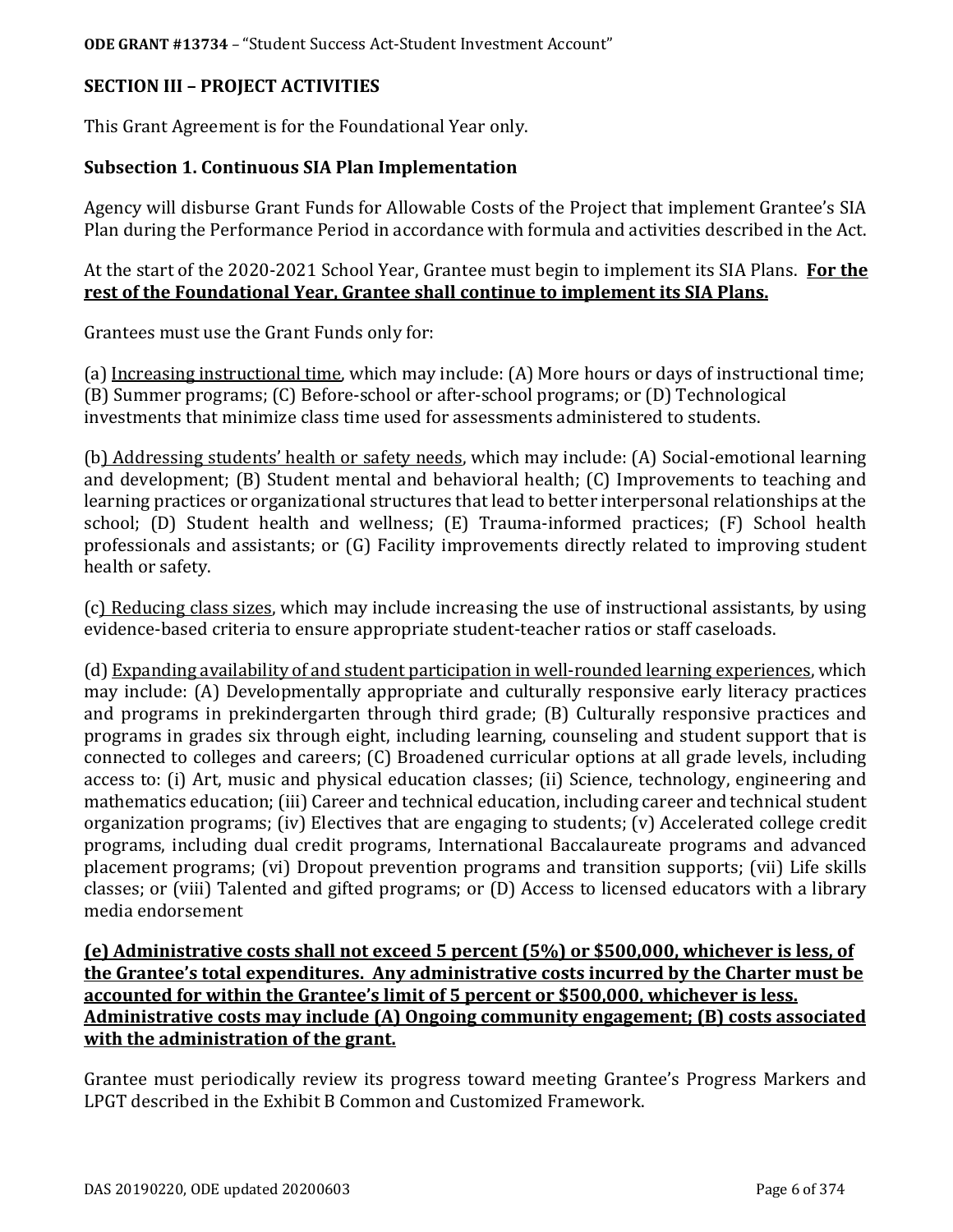## SECTION III – PROJECT ACTIVITIES

This Grant Agreement is for the Foundational Year only.

### Subsection 1. Continuous SIA Plan Implementation

Agency will disburse Grant Funds for Allowable Costs of the Project that implement Grantee's SIA Plan during the Performance Period in accordance with formula and activities described in the Act.

At the start of the 2020-2021 School Year, Grantee must begin to implement its SIA Plans. **<u>For the rest of the Foundational Year, Grantee shall continue to implement its SIA Plans.</u>**

Grantees must use the Grant Funds only for:

(a) <u>Increasing instructional time</u>, which may include: (A) More hours or days of instructional time; (B) Summer programs; (C) Before-school or after-school programs; or (D) Technological investments that minimize class time used for assessments administered to students.

(b<u>) Addressing students' health or safety needs</u>, which may include: (A) Social-emotional learning and development; (B) Student mental and behavioral health; (C) Improvements to teaching and learning practices or organizational structures that lead to better interpersonal relationships at the school; (D) Student health and wellness; (E) Trauma-informed practices; (F) School health professionals and assistants; or (G) Facility improvements directly related to improving student health or safety.

(c<u>) Reducing class sizes</u>, which may include increasing the use of instructional assistants, by using evidence-based criteria to ensure appropriate student-teacher ratios or staff caseloads.

(d) <u>Expanding availability of and student participation in well-rounded learning experiences</u>, which may include: (A) Developmentally appropriate and culturally responsive early literacy practices and programs in prekindergarten through third grade; (B) Culturally responsive practices and programs in grades six through eight, including learning, counseling and student support that is connected to colleges and careers; (C) Broadened curricular options at all grade levels, including access to: (i) Art, music and physical education classes; (ii) Science, technology, engineering and mathematics education; (iii) Career and technical education, including career and technical student organization programs; (iv) Electives that are engaging to students; (v) Accelerated college credit programs, including dual credit programs, International Baccalaureate programs and advanced placement programs; (vi) Dropout prevention programs and transition supports; (vii) Life skills classes; or (viii) Talented and gifted programs; or (D) Access to licensed educators with a library media endorsement

**<u>(e) Administrative costs shall not exceed 5 percent (5%) or $500,000, whichever is less, of the Grantee's total expenditures. Any administrative costs incurred by the Charter must be accounted for within the Grantee's limit of 5 percent or $500,000, whichever is less. Administrative costs may include (A) Ongoing community engagement; (B) costs associated with the administration of the grant.</u>**

Grantee must periodically review its progress toward meeting Grantee's Progress Markers and LPGT described in the Exhibit B Common and Customized Framework.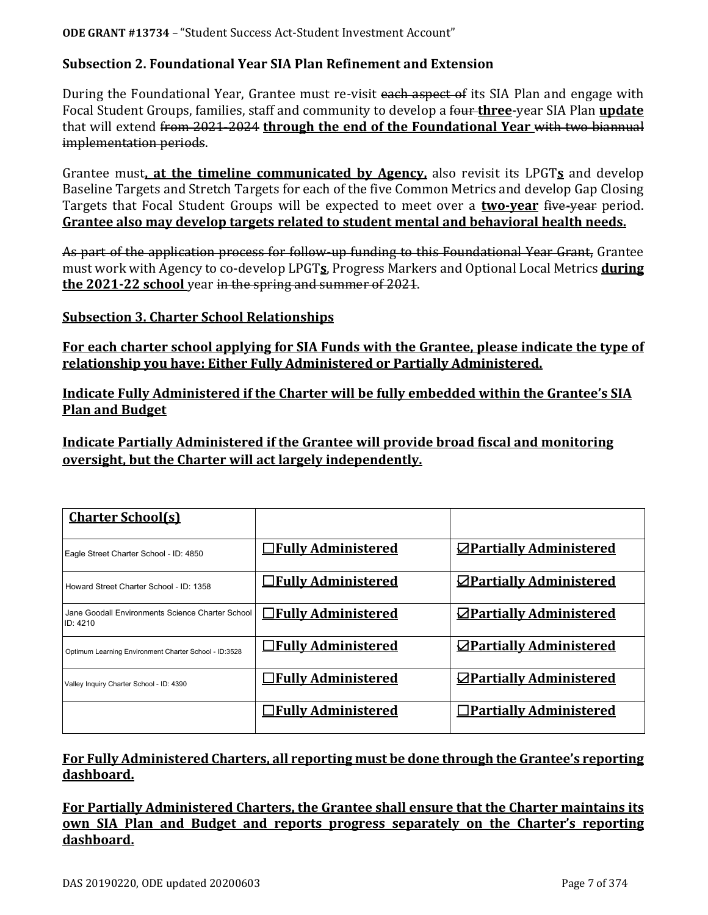**ODE GRANT #13734** – "Student Success Act-Student Investment Account"

### Subsection 2. Foundational Year SIA Plan Refinement and Extension

During the Foundational Year, Grantee must re-visit ~~each aspect of~~ its SIA Plan and engage with Focal Student Groups, families, staff and community to develop a ~~four~~ **three**-year SIA Plan **update** that will extend ~~from 2021-2024~~ **through the end of the Foundational Year** ~~with two biannual implementation periods~~.

Grantee must**, at the timeline communicated by Agency,** also revisit its LPGT**s** and develop Baseline Targets and Stretch Targets for each of the five Common Metrics and develop Gap Closing Targets that Focal Student Groups will be expected to meet over a **two-year** ~~five-year~~ period. **Grantee also may develop targets related to student mental and behavioral health needs.**

~~As part of the application process for follow-up funding to this Foundational Year Grant,~~ Grantee must work with Agency to co-develop LPGT**s**, Progress Markers and Optional Local Metrics **during the 2021-22 school** year ~~in the spring and summer of 2021~~.

### Subsection 3. Charter School Relationships

**For each charter school applying for SIA Funds with the Grantee, please indicate the type of relationship you have: Either Fully Administered or Partially Administered.**

**Indicate Fully Administered if the Charter will be fully embedded within the Grantee's SIA Plan and Budget**

**Indicate Partially Administered if the Grantee will provide broad fiscal and monitoring oversight, but the Charter will act largely independently.**

| Charter School(s) | | |
|---|---|---|
| Eagle Street Charter School - ID: 4850 | ☐Fully Administered | ☑Partially Administered |
| Howard Street Charter School - ID: 1358 | ☐Fully Administered | ☑Partially Administered |
| Jane Goodall Environments Science Charter School ID: 4210 | ☐Fully Administered | ☑Partially Administered |
| Optimum Learning Environment Charter School - ID:3528 | ☐Fully Administered | ☑Partially Administered |
| Valley Inquiry Charter School - ID: 4390 | ☐Fully Administered | ☑Partially Administered |
| | ☐Fully Administered | ☐Partially Administered |

**For Fully Administered Charters, all reporting must be done through the Grantee's reporting dashboard.**

**For Partially Administered Charters, the Grantee shall ensure that the Charter maintains its own SIA Plan and Budget and reports progress separately on the Charter's reporting dashboard.**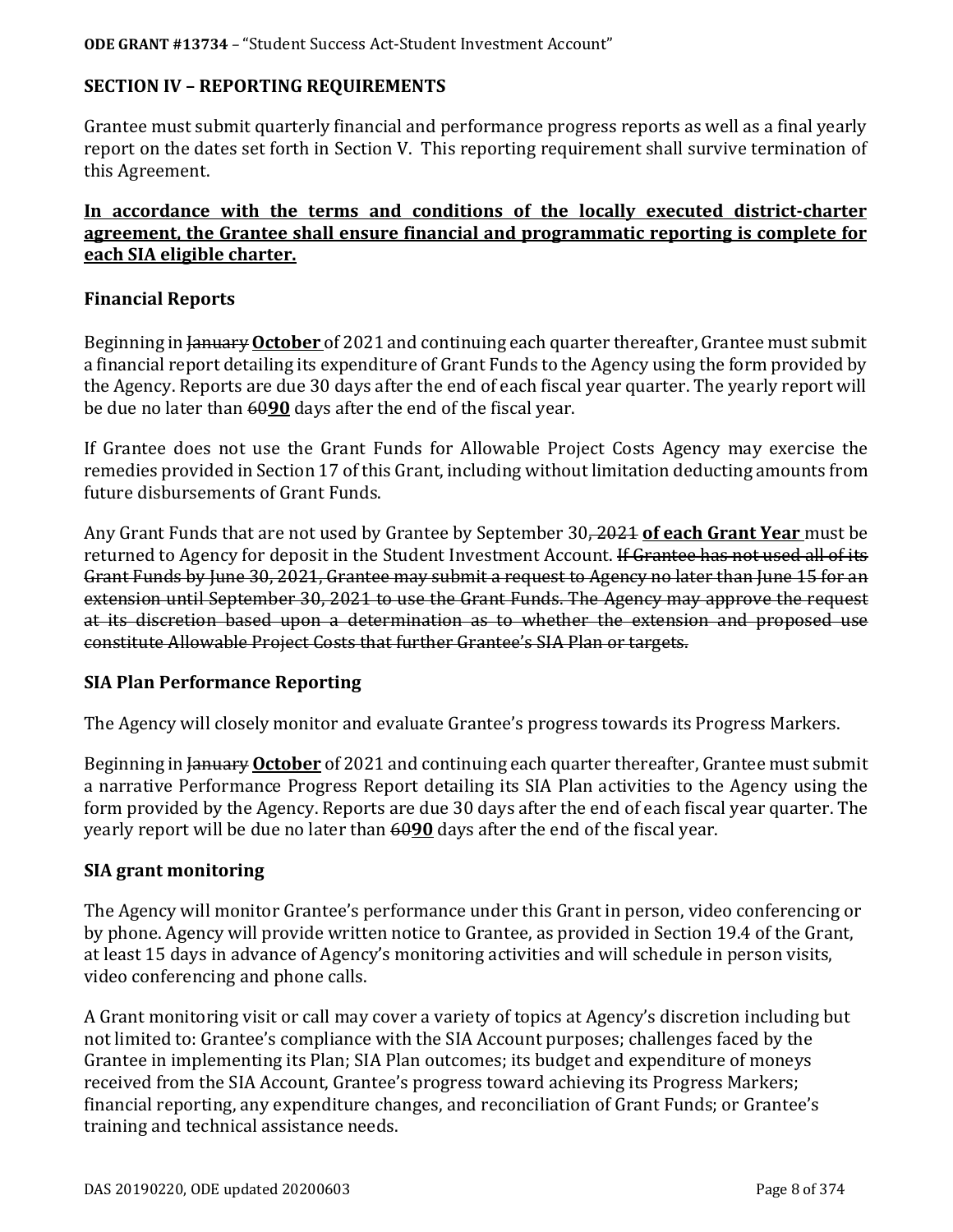## SECTION IV – REPORTING REQUIREMENTS

Grantee must submit quarterly financial and performance progress reports as well as a final yearly report on the dates set forth in Section V. This reporting requirement shall survive termination of this Agreement.

**<u>In accordance with the terms and conditions of the locally executed district-charter agreement, the Grantee shall ensure financial and programmatic reporting is complete for each SIA eligible charter.</u>**

### Financial Reports

Beginning in ~~January~~ **<u>October</u>** of 2021 and continuing each quarter thereafter, Grantee must submit a financial report detailing its expenditure of Grant Funds to the Agency using the form provided by the Agency. Reports are due 30 days after the end of each fiscal year quarter. The yearly report will be due no later than ~~60~~**<u>90</u>** days after the end of the fiscal year.

If Grantee does not use the Grant Funds for Allowable Project Costs Agency may exercise the remedies provided in Section 17 of this Grant, including without limitation deducting amounts from future disbursements of Grant Funds.

Any Grant Funds that are not used by Grantee by September 30~~, 2021~~ **<u>of each Grant Year</u>** must be returned to Agency for deposit in the Student Investment Account. ~~If Grantee has not used all of its Grant Funds by June 30, 2021, Grantee may submit a request to Agency no later than June 15 for an extension until September 30, 2021 to use the Grant Funds. The Agency may approve the request at its discretion based upon a determination as to whether the extension and proposed use constitute Allowable Project Costs that further Grantee's SIA Plan or targets.~~

### SIA Plan Performance Reporting

The Agency will closely monitor and evaluate Grantee's progress towards its Progress Markers.

Beginning in ~~January~~ **<u>October</u>** of 2021 and continuing each quarter thereafter, Grantee must submit a narrative Performance Progress Report detailing its SIA Plan activities to the Agency using the form provided by the Agency. Reports are due 30 days after the end of each fiscal year quarter. The yearly report will be due no later than ~~60~~**<u>90</u>** days after the end of the fiscal year.

### SIA grant monitoring

The Agency will monitor Grantee's performance under this Grant in person, video conferencing or by phone. Agency will provide written notice to Grantee, as provided in Section 19.4 of the Grant, at least 15 days in advance of Agency's monitoring activities and will schedule in person visits, video conferencing and phone calls.

A Grant monitoring visit or call may cover a variety of topics at Agency's discretion including but not limited to: Grantee's compliance with the SIA Account purposes; challenges faced by the Grantee in implementing its Plan; SIA Plan outcomes; its budget and expenditure of moneys received from the SIA Account, Grantee's progress toward achieving its Progress Markers; financial reporting, any expenditure changes, and reconciliation of Grant Funds; or Grantee's training and technical assistance needs.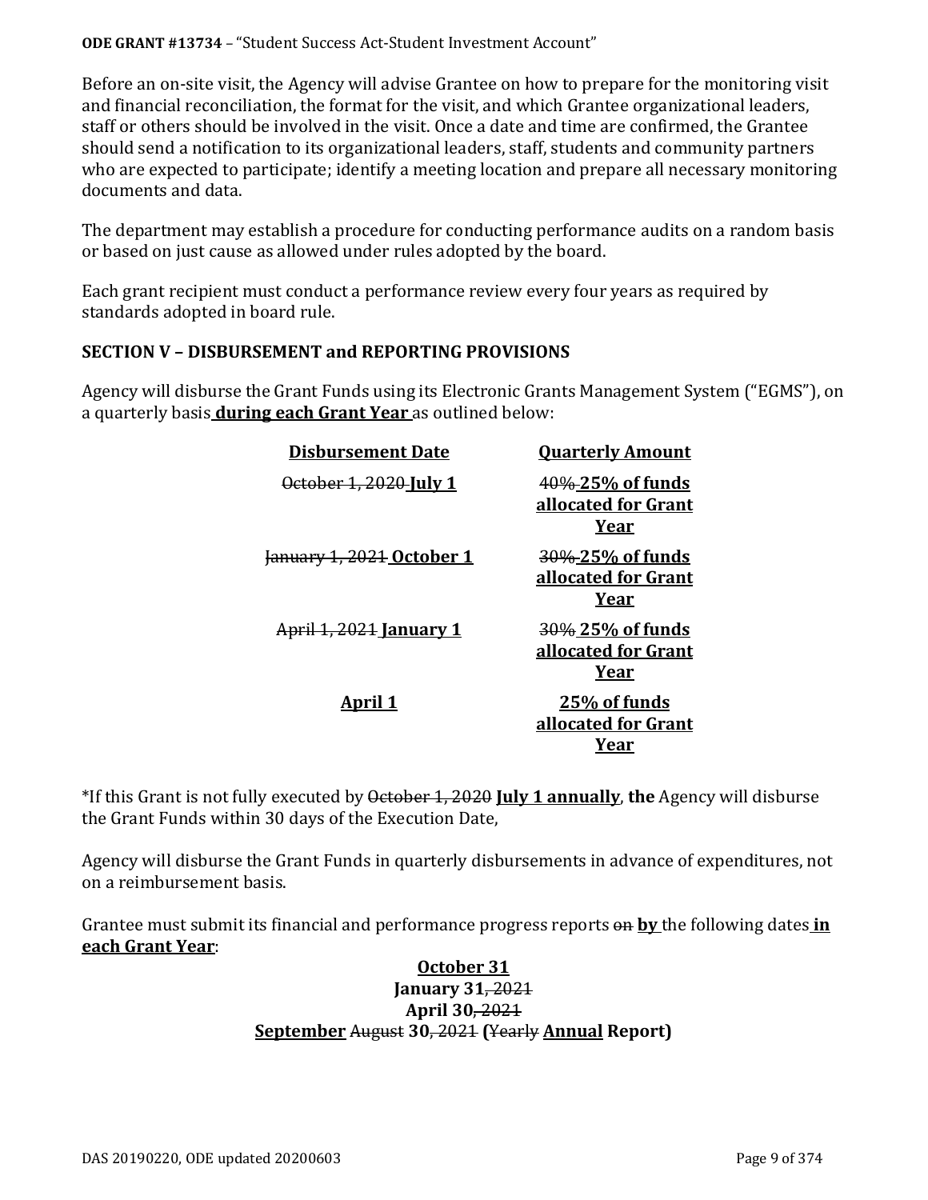Before an on-site visit, the Agency will advise Grantee on how to prepare for the monitoring visit and financial reconciliation, the format for the visit, and which Grantee organizational leaders, staff or others should be involved in the visit. Once a date and time are confirmed, the Grantee should send a notification to its organizational leaders, staff, students and community partners who are expected to participate; identify a meeting location and prepare all necessary monitoring documents and data.

The department may establish a procedure for conducting performance audits on a random basis or based on just cause as allowed under rules adopted by the board.

Each grant recipient must conduct a performance review every four years as required by standards adopted in board rule.

## SECTION V – DISBURSEMENT and REPORTING PROVISIONS

Agency will disburse the Grant Funds using its Electronic Grants Management System ("EGMS"), on a quarterly basis **during each Grant Year** as outlined below:

| Disbursement Date | Quarterly Amount |
|---|---|
| ~~October 1, 2020~~ **July 1** | ~~40%~~ **25% of funds allocated for Grant Year** |
| ~~January 1, 2021~~ **October 1** | ~~30%~~ **25% of funds allocated for Grant Year** |
| ~~April 1, 2021~~ **January 1** | ~~30%~~ **25% of funds allocated for Grant Year** |
| **April 1** | **25% of funds allocated for Grant Year** |

*If this Grant is not fully executed by ~~October 1, 2020~~ **July 1 annually**, **the** Agency will disburse the Grant Funds within 30 days of the Execution Date,

Agency will disburse the Grant Funds in quarterly disbursements in advance of expenditures, not on a reimbursement basis.

Grantee must submit its financial and performance progress reports ~~on~~ **by** the following dates **in each Grant Year**:

**October 31**
**January 31**~~, 2021~~
**April 30**~~, 2021~~
**September** ~~August~~ **30**~~, 2021~~ **(**~~Yearly~~ **Annual Report)**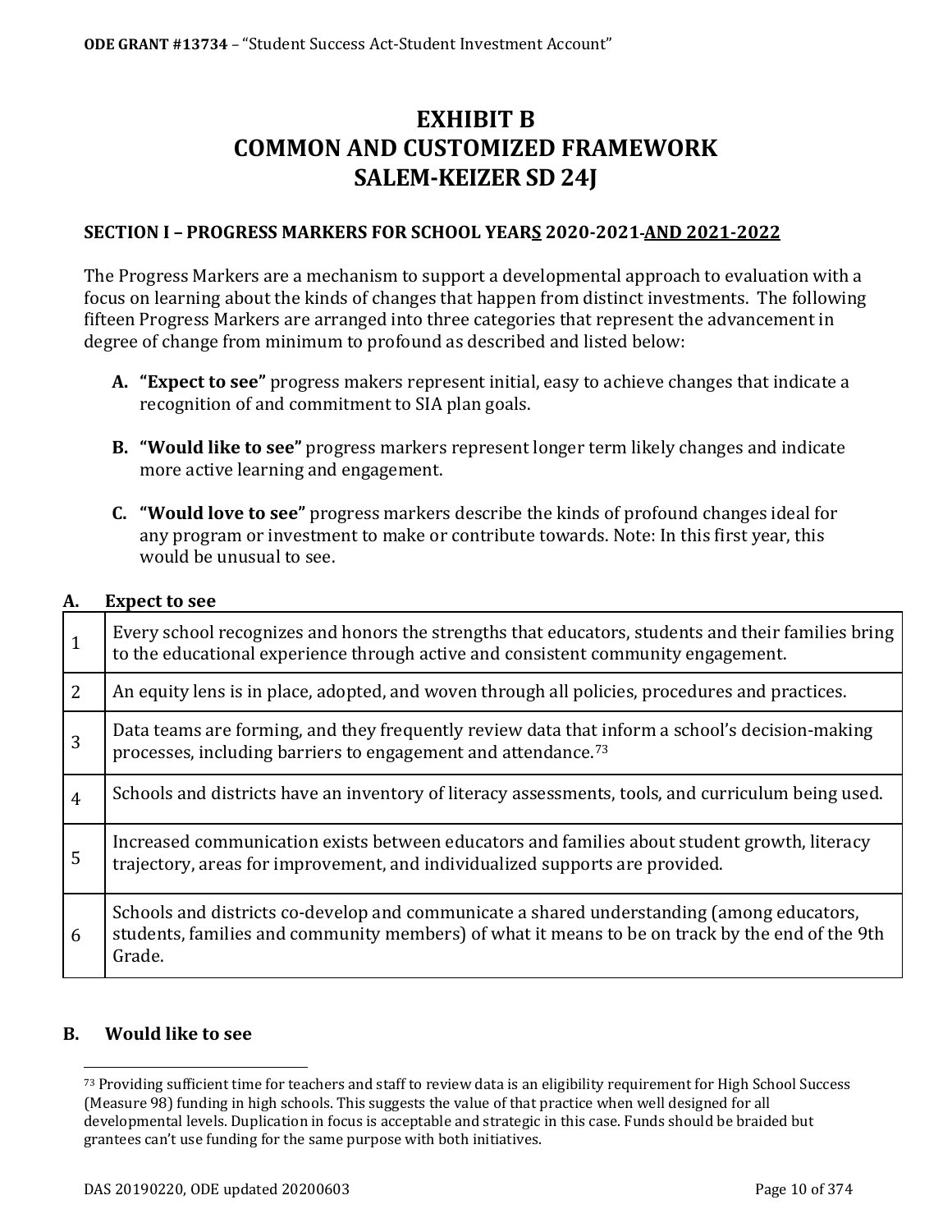# EXHIBIT B
# COMMON AND CUSTOMIZED FRAMEWORK
# SALEM-KEIZER SD 24J

## SECTION I – PROGRESS MARKERS FOR SCHOOL YEARS 2020-2021 AND 2021-2022

The Progress Markers are a mechanism to support a developmental approach to evaluation with a focus on learning about the kinds of changes that happen from distinct investments. The following fifteen Progress Markers are arranged into three categories that represent the advancement in degree of change from minimum to profound as described and listed below:

- **A. "Expect to see"** progress makers represent initial, easy to achieve changes that indicate a recognition of and commitment to SIA plan goals.
- **B. "Would like to see"** progress markers represent longer term likely changes and indicate more active learning and engagement.
- **C. "Would love to see"** progress markers describe the kinds of profound changes ideal for any program or investment to make or contribute towards. Note: In this first year, this would be unusual to see.

### A. Expect to see

| | |
|---|---|
| 1 | Every school recognizes and honors the strengths that educators, students and their families bring to the educational experience through active and consistent community engagement. |
| 2 | An equity lens is in place, adopted, and woven through all policies, procedures and practices. |
| 3 | Data teams are forming, and they frequently review data that inform a school's decision-making processes, including barriers to engagement and attendance.[73] |
| 4 | Schools and districts have an inventory of literacy assessments, tools, and curriculum being used. |
| 5 | Increased communication exists between educators and families about student growth, literacy trajectory, areas for improvement, and individualized supports are provided. |
| 6 | Schools and districts co-develop and communicate a shared understanding (among educators, students, families and community members) of what it means to be on track by the end of the 9th Grade. |

### B. Would like to see

[73] Providing sufficient time for teachers and staff to review data is an eligibility requirement for High School Success (Measure 98) funding in high schools. This suggests the value of that practice when well designed for all developmental levels. Duplication in focus is acceptable and strategic in this case. Funds should be braided but grantees can't use funding for the same purpose with both initiatives.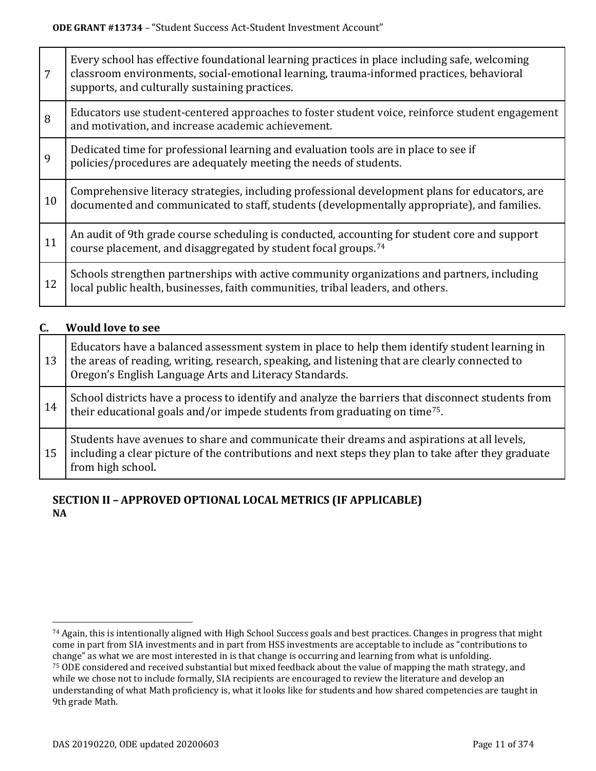| | |
|---|---|
| 7 | Every school has effective foundational learning practices in place including safe, welcoming classroom environments, social-emotional learning, trauma-informed practices, behavioral supports, and culturally sustaining practices. |
| 8 | Educators use student-centered approaches to foster student voice, reinforce student engagement and motivation, and increase academic achievement. |
| 9 | Dedicated time for professional learning and evaluation tools are in place to see if policies/procedures are adequately meeting the needs of students. |
| 10 | Comprehensive literacy strategies, including professional development plans for educators, are documented and communicated to staff, students (developmentally appropriate), and families. |
| 11 | An audit of 9th grade course scheduling is conducted, accounting for student core and support course placement, and disaggregated by student focal groups.[74] |
| 12 | Schools strengthen partnerships with active community organizations and partners, including local public health, businesses, faith communities, tribal leaders, and others. |

### C. Would love to see

| | |
|---|---|
| 13 | Educators have a balanced assessment system in place to help them identify student learning in the areas of reading, writing, research, speaking, and listening that are clearly connected to Oregon's English Language Arts and Literacy Standards. |
| 14 | School districts have a process to identify and analyze the barriers that disconnect students from their educational goals and/or impede students from graduating on time[75]. |
| 15 | Students have avenues to share and communicate their dreams and aspirations at all levels, including a clear picture of the contributions and next steps they plan to take after they graduate from high school. |

## SECTION II – APPROVED OPTIONAL LOCAL METRICS (IF APPLICABLE)

**NA**

---

[74] Again, this is intentionally aligned with High School Success goals and best practices. Changes in progress that might come in part from SIA investments and in part from HSS investments are acceptable to include as "contributions to change" as what we are most interested in is that change is occurring and learning from what is unfolding.

[75] ODE considered and received substantial but mixed feedback about the value of mapping the math strategy, and while we chose not to include formally, SIA recipients are encouraged to review the literature and develop an understanding of what Math proficiency is, what it looks like for students and how shared competencies are taught in 9th grade Math.